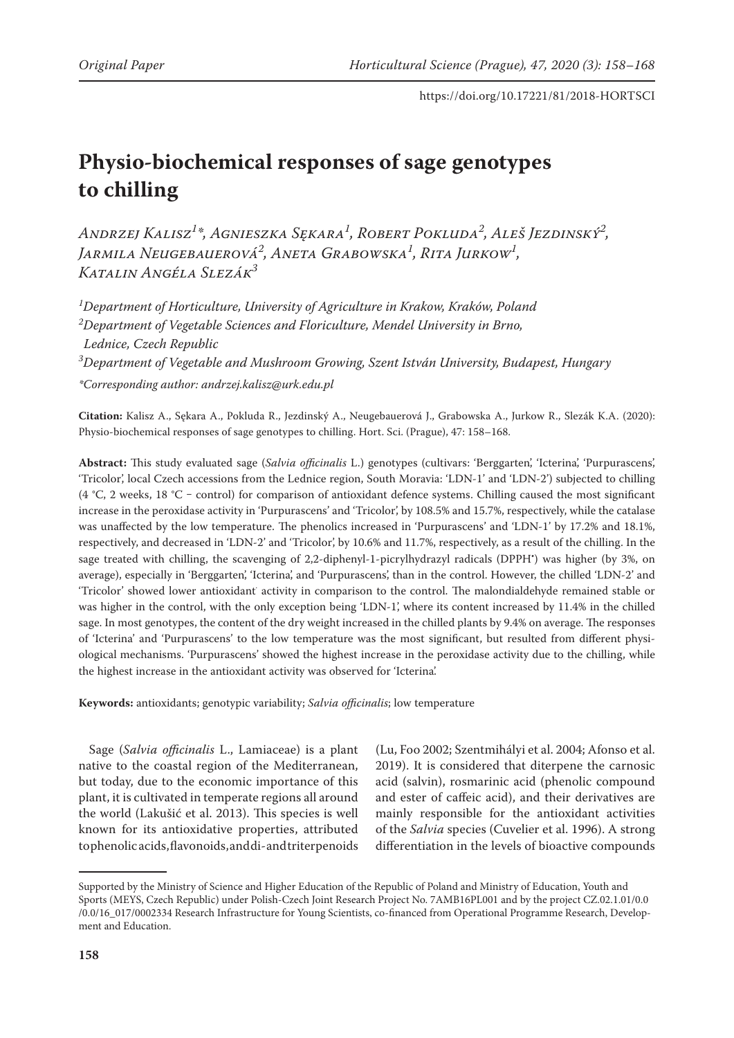# Physio-biochemical responses of sage genotypes to chilling

*Andrzej Kalisz[1]\*, Agnieszka Sękara[1], Robert Pokluda[2], Aleš Jezdinský[2], Jarmila Neugebauerová[2], Aneta Grabowska[1], Rita Jurkow[1], Katalin Angéla Slezák[3]*

[1]*Department of Horticulture, University of Agriculture in Krakow, Kraków, Poland*
[2]*Department of Vegetable Sciences and Floriculture, Mendel University in Brno, Lednice, Czech Republic*
[3]*Department of Vegetable and Mushroom Growing, Szent István University, Budapest, Hungary*
*\*Corresponding author: andrzej.kalisz@urk.edu.pl*

**Citation:** Kalisz A., Sękara A., Pokluda R., Jezdinský A., Neugebauerová J., Grabowska A., Jurkow R., Slezák K.A. (2020): Physio-biochemical responses of sage genotypes to chilling. Hort. Sci. (Prague), 47: 158–168.

**Abstract:** This study evaluated sage (*Salvia officinalis* L.) genotypes (cultivars: 'Berggarten', 'Icterina', 'Purpurascens', 'Tricolor', local Czech accessions from the Lednice region, South Moravia: 'LDN-1' and 'LDN-2') subjected to chilling (4 °C, 2 weeks, 18 °C – control) for comparison of antioxidant defence systems. Chilling caused the most significant increase in the peroxidase activity in 'Purpurascens' and 'Tricolor', by 108.5% and 15.7%, respectively, while the catalase was unaffected by the low temperature. The phenolics increased in 'Purpurascens' and 'LDN-1' by 17.2% and 18.1%, respectively, and decreased in 'LDN-2' and 'Tricolor', by 10.6% and 11.7%, respectively, as a result of the chilling. In the sage treated with chilling, the scavenging of 2,2-diphenyl-1-picrylhydrazyl radicals ($DPPH^{\bullet}$) was higher (by 3%, on average), especially in 'Berggarten', 'Icterina', and 'Purpurascens', than in the control. However, the chilled 'LDN-2' and 'Tricolor' showed lower antioxidant activity in comparison to the control. The malondialdehyde remained stable or was higher in the control, with the only exception being 'LDN-1', where its content increased by 11.4% in the chilled sage. In most genotypes, the content of the dry weight increased in the chilled plants by 9.4% on average. The responses of 'Icterina' and 'Purpurascens' to the low temperature was the most significant, but resulted from different physiological mechanisms. 'Purpurascens' showed the highest increase in the peroxidase activity due to the chilling, while the highest increase in the antioxidant activity was observed for 'Icterina'.

**Keywords:** antioxidants; genotypic variability; *Salvia officinalis*; low temperature

Sage (*Salvia officinalis* L., Lamiaceae) is a plant native to the coastal region of the Mediterranean, but today, due to the economic importance of this plant, it is cultivated in temperate regions all around the world (Lakušić et al. 2013). This species is well known for its antioxidative properties, attributed to phenolic acids, flavonoids, and di- and triterpenoids (Lu, Foo 2002; Szentmihályi et al. 2004; Afonso et al. 2019). It is considered that diterpene the carnosic acid (salvin), rosmarinic acid (phenolic compound and ester of caffeic acid), and their derivatives are mainly responsible for the antioxidant activities of the *Salvia* species (Cuvelier et al. 1996). A strong differentiation in the levels of bioactive compounds

---

Supported by the Ministry of Science and Higher Education of the Republic of Poland and Ministry of Education, Youth and Sports (MEYS, Czech Republic) under Polish-Czech Joint Research Project No. 7AMB16PL001 and by the project CZ.02.1.01/0.0/0.0/16_017/0002334 Research Infrastructure for Young Scientists, co-financed from Operational Programme Research, Development and Education.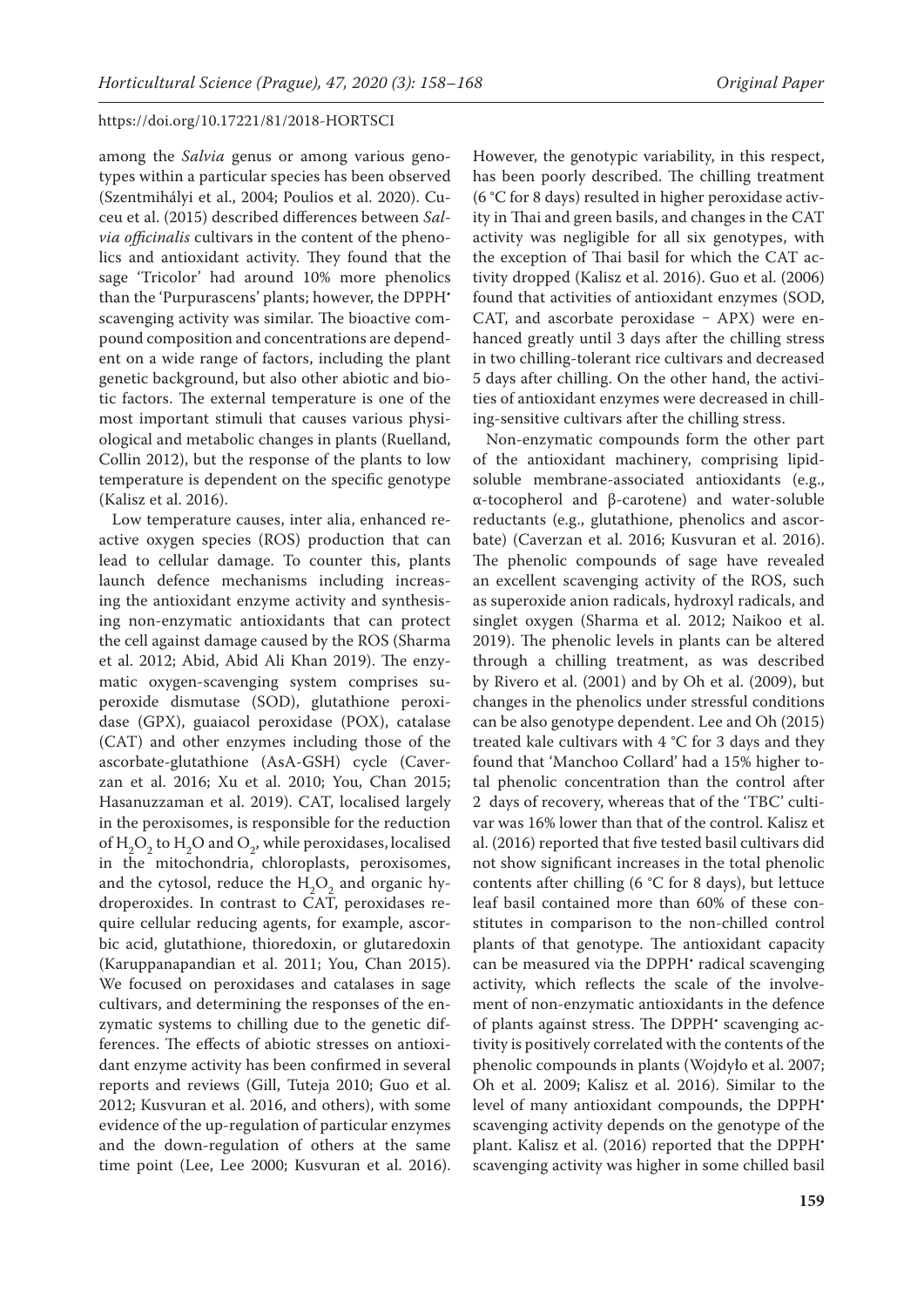among the *Salvia* genus or among various genotypes within a particular species has been observed (Szentmihályi et al., 2004; Poulios et al. 2020). Cuceu et al. (2015) described differences between *Salvia officinalis* cultivars in the content of the phenolics and antioxidant activity. They found that the sage 'Tricolor' had around 10% more phenolics than the 'Purpurascens' plants; however, the DPPH• scavenging activity was similar. The bioactive compound composition and concentrations are dependent on a wide range of factors, including the plant genetic background, but also other abiotic and biotic factors. The external temperature is one of the most important stimuli that causes various physiological and metabolic changes in plants (Ruelland, Collin 2012), but the response of the plants to low temperature is dependent on the specific genotype (Kalisz et al. 2016).

Low temperature causes, inter alia, enhanced reactive oxygen species (ROS) production that can lead to cellular damage. To counter this, plants launch defence mechanisms including increasing the antioxidant enzyme activity and synthesising non-enzymatic antioxidants that can protect the cell against damage caused by the ROS (Sharma et al. 2012; Abid, Abid Ali Khan 2019). The enzymatic oxygen-scavenging system comprises superoxide dismutase (SOD), glutathione peroxidase (GPX), guaiacol peroxidase (POX), catalase (CAT) and other enzymes including those of the ascorbate-glutathione (AsA-GSH) cycle (Caverzan et al. 2016; Xu et al. 2010; You, Chan 2015; Hasanuzzaman et al. 2019). CAT, localised largely in the peroxisomes, is responsible for the reduction of $H_2O_2$ to $H_2O$ and $O_2$, while peroxidases, localised in the mitochondria, chloroplasts, peroxisomes, and the cytosol, reduce the $H_2O_2$ and organic hydroperoxides. In contrast to CAT, peroxidases require cellular reducing agents, for example, ascorbic acid, glutathione, thioredoxin, or glutaredoxin (Karuppanapandian et al. 2011; You, Chan 2015). We focused on peroxidases and catalases in sage cultivars, and determining the responses of the enzymatic systems to chilling due to the genetic differences. The effects of abiotic stresses on antioxidant enzyme activity has been confirmed in several reports and reviews (Gill, Tuteja 2010; Guo et al. 2012; Kusvuran et al. 2016, and others), with some evidence of the up-regulation of particular enzymes and the down-regulation of others at the same time point (Lee, Lee 2000; Kusvuran et al. 2016). However, the genotypic variability, in this respect, has been poorly described. The chilling treatment (6 °C for 8 days) resulted in higher peroxidase activity in Thai and green basils, and changes in the CAT activity was negligible for all six genotypes, with the exception of Thai basil for which the CAT activity dropped (Kalisz et al. 2016). Guo et al. (2006) found that activities of antioxidant enzymes (SOD, CAT, and ascorbate peroxidase – APX) were enhanced greatly until 3 days after the chilling stress in two chilling-tolerant rice cultivars and decreased 5 days after chilling. On the other hand, the activities of antioxidant enzymes were decreased in chilling-sensitive cultivars after the chilling stress.

Non-enzymatic compounds form the other part of the antioxidant machinery, comprising lipid-soluble membrane-associated antioxidants (e.g., α-tocopherol and β-carotene) and water-soluble reductants (e.g., glutathione, phenolics and ascorbate) (Caverzan et al. 2016; Kusvuran et al. 2016). The phenolic compounds of sage have revealed an excellent scavenging activity of the ROS, such as superoxide anion radicals, hydroxyl radicals, and singlet oxygen (Sharma et al. 2012; Naikoo et al. 2019). The phenolic levels in plants can be altered through a chilling treatment, as was described by Rivero et al. (2001) and by Oh et al. (2009), but changes in the phenolics under stressful conditions can be also genotype dependent. Lee and Oh (2015) treated kale cultivars with 4 °C for 3 days and they found that 'Manchoo Collard' had a 15% higher total phenolic concentration than the control after 2 days of recovery, whereas that of the 'TBC' cultivar was 16% lower than that of the control. Kalisz et al. (2016) reported that five tested basil cultivars did not show significant increases in the total phenolic contents after chilling (6 °C for 8 days), but lettuce leaf basil contained more than 60% of these constitutes in comparison to the non-chilled control plants of that genotype. The antioxidant capacity can be measured via the DPPH• radical scavenging activity, which reflects the scale of the involvement of non-enzymatic antioxidants in the defence of plants against stress. The DPPH• scavenging activity is positively correlated with the contents of the phenolic compounds in plants (Wojdyło et al. 2007; Oh et al. 2009; Kalisz et al. 2016). Similar to the level of many antioxidant compounds, the DPPH• scavenging activity depends on the genotype of the plant. Kalisz et al. (2016) reported that the DPPH• scavenging activity was higher in some chilled basil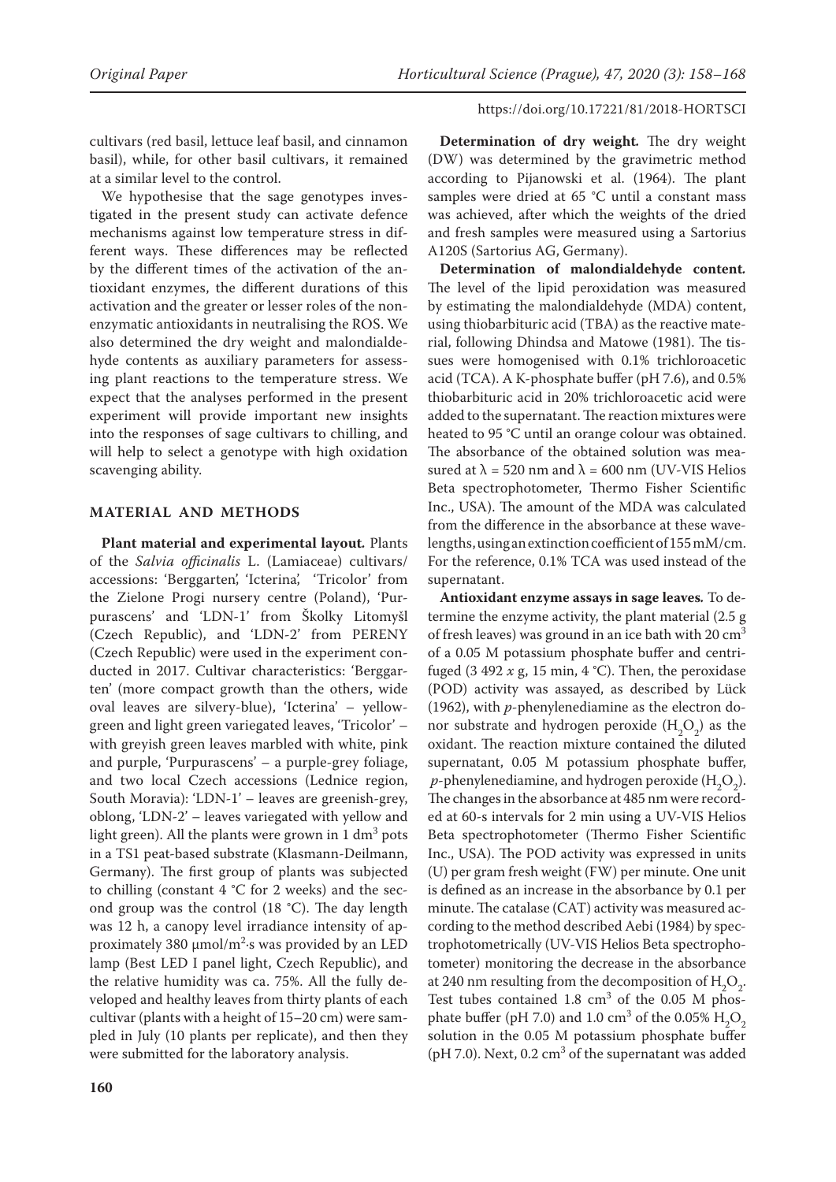cultivars (red basil, lettuce leaf basil, and cinnamon basil), while, for other basil cultivars, it remained at a similar level to the control.

We hypothesise that the sage genotypes investigated in the present study can activate defence mechanisms against low temperature stress in different ways. These differences may be reflected by the different times of the activation of the antioxidant enzymes, the different durations of this activation and the greater or lesser roles of the non-enzymatic antioxidants in neutralising the ROS. We also determined the dry weight and malondialdehyde contents as auxiliary parameters for assessing plant reactions to the temperature stress. We expect that the analyses performed in the present experiment will provide important new insights into the responses of sage cultivars to chilling, and will help to select a genotype with high oxidation scavenging ability.

## MATERIAL AND METHODS

**Plant material and experimental layout.** Plants of the *Salvia officinalis* L. (Lamiaceae) cultivars/accessions: 'Berggarten', 'Icterina', 'Tricolor' from the Zielone Progi nursery centre (Poland), 'Purpurascens' and 'LDN-1' from Školky Litomyšl (Czech Republic), and 'LDN-2' from PERENY (Czech Republic) were used in the experiment conducted in 2017. Cultivar characteristics: 'Berggarten' (more compact growth than the others, wide oval leaves are silvery-blue), 'Icterina' – yellow-green and light green variegated leaves, 'Tricolor' – with greyish green leaves marbled with white, pink and purple, 'Purpurascens' – a purple-grey foliage, and two local Czech accessions (Lednice region, South Moravia): 'LDN-1' – leaves are greenish-grey, oblong, 'LDN-2' – leaves variegated with yellow and light green). All the plants were grown in 1 $dm^3$ pots in a TS1 peat-based substrate (Klasmann-Deilmann, Germany). The first group of plants was subjected to chilling (constant 4 °C for 2 weeks) and the second group was the control (18 °C). The day length was 12 h, a canopy level irradiance intensity of approximately 380 µmol/$m^2$·s was provided by an LED lamp (Best LED I panel light, Czech Republic), and the relative humidity was ca. 75%. All the fully developed and healthy leaves from thirty plants of each cultivar (plants with a height of 15–20 cm) were sampled in July (10 plants per replicate), and then they were submitted for the laboratory analysis.

**Determination of dry weight.** The dry weight (DW) was determined by the gravimetric method according to Pijanowski et al. (1964). The plant samples were dried at 65 °C until a constant mass was achieved, after which the weights of the dried and fresh samples were measured using a Sartorius A120S (Sartorius AG, Germany).

**Determination of malondialdehyde content.** The level of the lipid peroxidation was measured by estimating the malondialdehyde (MDA) content, using thiobarbituric acid (TBA) as the reactive material, following Dhindsa and Matowe (1981). The tissues were homogenised with 0.1% trichloroacetic acid (TCA). A K-phosphate buffer (pH 7.6), and 0.5% thiobarbituric acid in 20% trichloroacetic acid were added to the supernatant. The reaction mixtures were heated to 95 °C until an orange colour was obtained. The absorbance of the obtained solution was measured at $\lambda$ = 520 nm and $\lambda$ = 600 nm (UV-VIS Helios Beta spectrophotometer, Thermo Fisher Scientific Inc., USA). The amount of the MDA was calculated from the difference in the absorbance at these wavelengths, using an extinction coefficient of 155 mM/cm. For the reference, 0.1% TCA was used instead of the supernatant.

**Antioxidant enzyme assays in sage leaves.** To determine the enzyme activity, the plant material (2.5 g of fresh leaves) was ground in an ice bath with 20 $cm^3$ of a 0.05 M potassium phosphate buffer and centrifuged (3 492 *x* g, 15 min, 4 °C). Then, the peroxidase (POD) activity was assayed, as described by Lück (1962), with *p*-phenylenediamine as the electron donor substrate and hydrogen peroxide ($H_2O_2$) as the oxidant. The reaction mixture contained the diluted supernatant, 0.05 M potassium phosphate buffer, *p*-phenylenediamine, and hydrogen peroxide ($H_2O_2$). The changes in the absorbance at 485 nm were recorded at 60-s intervals for 2 min using a UV-VIS Helios Beta spectrophotometer (Thermo Fisher Scientific Inc., USA). The POD activity was expressed in units (U) per gram fresh weight (FW) per minute. One unit is defined as an increase in the absorbance by 0.1 per minute. The catalase (CAT) activity was measured according to the method described Aebi (1984) by spectrophotometrically (UV-VIS Helios Beta spectrophotometer) monitoring the decrease in the absorbance at 240 nm resulting from the decomposition of $H_2O_2$. Test tubes contained 1.8 $cm^3$ of the 0.05 M phosphate buffer (pH 7.0) and 1.0 $cm^3$ of the 0.05% $H_2O_2$ solution in the 0.05 M potassium phosphate buffer (pH 7.0). Next, 0.2 $cm^3$ of the supernatant was added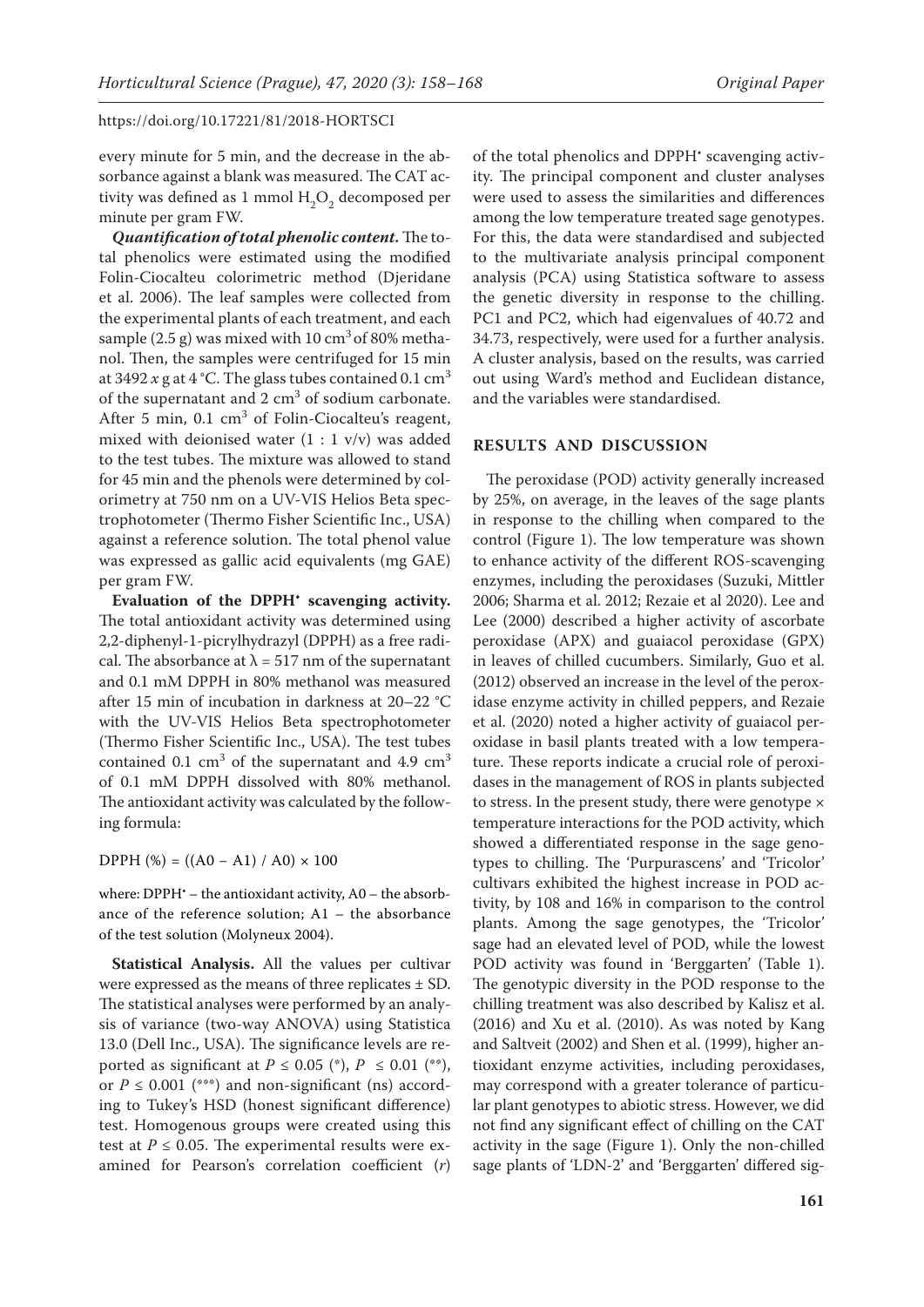every minute for 5 min, and the decrease in the absorbance against a blank was measured. The CAT activity was defined as 1 mmol $H_2O_2$ decomposed per minute per gram FW.

***Quantification of total phenolic content.*** The total phenolics were estimated using the modified Folin-Ciocalteu colorimetric method (Djeridane et al. 2006). The leaf samples were collected from the experimental plants of each treatment, and each sample (2.5 g) was mixed with 10 $cm^3$ of 80% methanol. Then, the samples were centrifuged for 15 min at 3492 *x* g at 4 °C. The glass tubes contained 0.1 $cm^3$ of the supernatant and 2 $cm^3$ of sodium carbonate. After 5 min, 0.1 $cm^3$ of Folin-Ciocalteu's reagent, mixed with deionised water (1 : 1 v/v) was added to the test tubes. The mixture was allowed to stand for 45 min and the phenols were determined by colorimetry at 750 nm on a UV-VIS Helios Beta spectrophotometer (Thermo Fisher Scientific Inc., USA) against a reference solution. The total phenol value was expressed as gallic acid equivalents (mg GAE) per gram FW.

**Evaluation of the DPPH• scavenging activity.** The total antioxidant activity was determined using 2,2-diphenyl-1-picrylhydrazyl (DPPH) as a free radical. The absorbance at $\lambda$ = 517 nm of the supernatant and 0.1 mM DPPH in 80% methanol was measured after 15 min of incubation in darkness at 20–22 °C with the UV-VIS Helios Beta spectrophotometer (Thermo Fisher Scientific Inc., USA). The test tubes contained 0.1 $cm^3$ of the supernatant and 4.9 $cm^3$ of 0.1 mM DPPH dissolved with 80% methanol. The antioxidant activity was calculated by the following formula:

$$\text{DPPH}\ (\%) = ((A0 - A1) / A0) \times 100$$

where: DPPH• – the antioxidant activity, A0 – the absorbance of the reference solution; A1 – the absorbance of the test solution (Molyneux 2004).

**Statistical Analysis.** All the values per cultivar were expressed as the means of three replicates ± SD. The statistical analyses were performed by an analysis of variance (two-way ANOVA) using Statistica 13.0 (Dell Inc., USA). The significance levels are reported as significant at $P \leq 0.05$ (*), $P \leq 0.01$ (**), or $P \leq 0.001$ (***) and non-significant (ns) according to Tukey's HSD (honest significant difference) test. Homogenous groups were created using this test at $P \leq 0.05$. The experimental results were examined for Pearson's correlation coefficient (*r*) of the total phenolics and DPPH• scavenging activity. The principal component and cluster analyses were used to assess the similarities and differences among the low temperature treated sage genotypes. For this, the data were standardised and subjected to the multivariate analysis principal component analysis (PCA) using Statistica software to assess the genetic diversity in response to the chilling. PC1 and PC2, which had eigenvalues of 40.72 and 34.73, respectively, were used for a further analysis. A cluster analysis, based on the results, was carried out using Ward's method and Euclidean distance, and the variables were standardised.

## RESULTS AND DISCUSSION

The peroxidase (POD) activity generally increased by 25%, on average, in the leaves of the sage plants in response to the chilling when compared to the control (Figure 1). The low temperature was shown to enhance activity of the different ROS-scavenging enzymes, including the peroxidases (Suzuki, Mittler 2006; Sharma et al. 2012; Rezaie et al 2020). Lee and Lee (2000) described a higher activity of ascorbate peroxidase (APX) and guaiacol peroxidase (GPX) in leaves of chilled cucumbers. Similarly, Guo et al. (2012) observed an increase in the level of the peroxidase enzyme activity in chilled peppers, and Rezaie et al. (2020) noted a higher activity of guaiacol peroxidase in basil plants treated with a low temperature. These reports indicate a crucial role of peroxidases in the management of ROS in plants subjected to stress. In the present study, there were genotype × temperature interactions for the POD activity, which showed a differentiated response in the sage genotypes to chilling. The 'Purpurascens' and 'Tricolor' cultivars exhibited the highest increase in POD activity, by 108 and 16% in comparison to the control plants. Among the sage genotypes, the 'Tricolor' sage had an elevated level of POD, while the lowest POD activity was found in 'Berggarten' (Table 1). The genotypic diversity in the POD response to the chilling treatment was also described by Kalisz et al. (2016) and Xu et al. (2010). As was noted by Kang and Saltveit (2002) and Shen et al. (1999), higher antioxidant enzyme activities, including peroxidases, may correspond with a greater tolerance of particular plant genotypes to abiotic stress. However, we did not find any significant effect of chilling on the CAT activity in the sage (Figure 1). Only the non-chilled sage plants of 'LDN-2' and 'Berggarten' differed sig-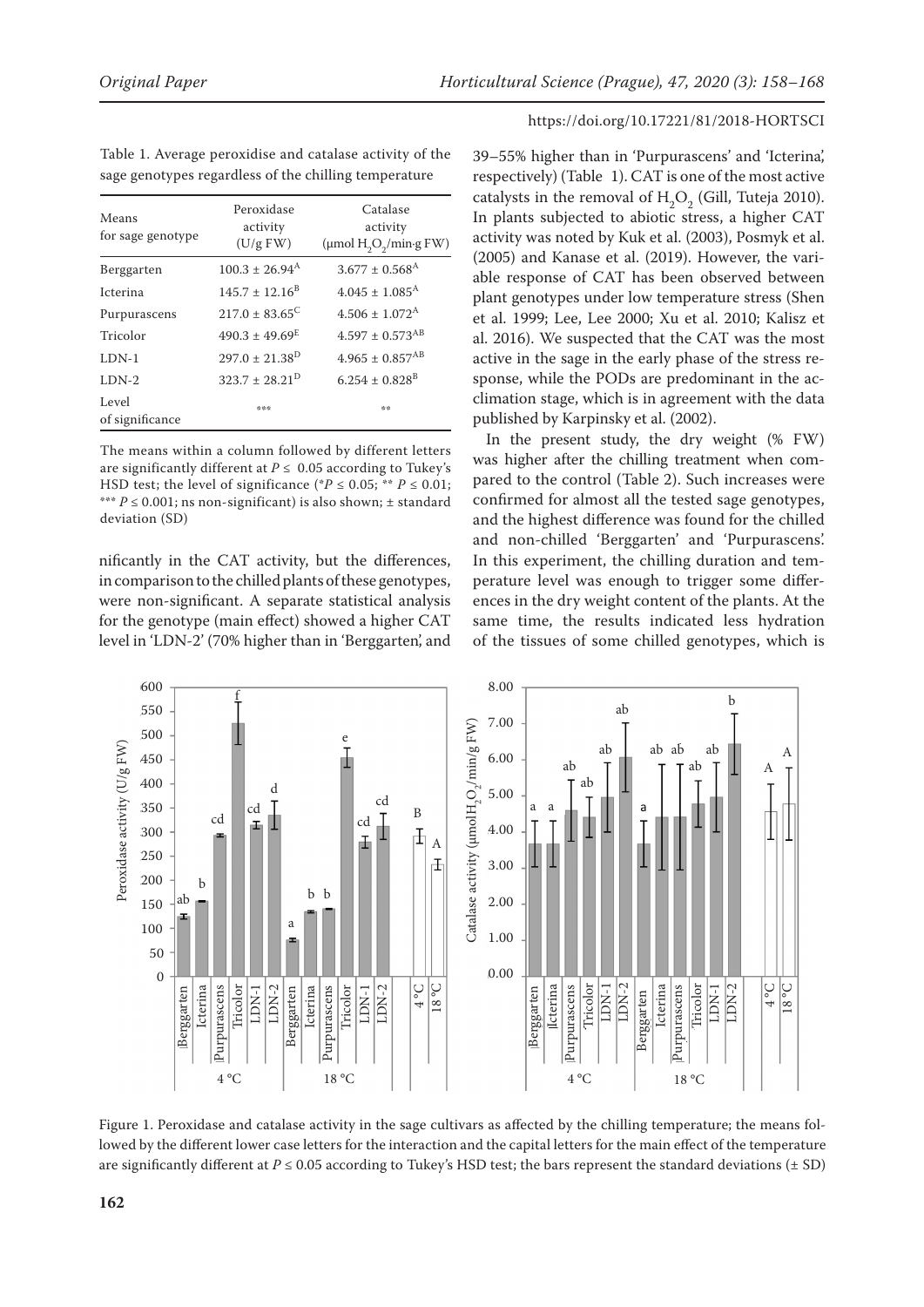Table 1. Average peroxidise and catalase activity of the sage genotypes regardless of the chilling temperature

| Means for sage genotype | Peroxidase activity (U/g FW) | Catalase activity (μmol $H_2O_2$/min·g FW) |
|---|---|---|
| Berggarten | $100.3 \pm 26.94^{A}$ | $3.677 \pm 0.568^{A}$ |
| Icterina | $145.7 \pm 12.16^{B}$ | $4.045 \pm 1.085^{A}$ |
| Purpurascens | $217.0 \pm 83.65^{C}$ | $4.506 \pm 1.072^{A}$ |
| Tricolor | $490.3 \pm 49.69^{E}$ | $4.597 \pm 0.573^{AB}$ |
| LDN-1 | $297.0 \pm 21.38^{D}$ | $4.965 \pm 0.857^{AB}$ |
| LDN-2 | $323.7 \pm 28.21^{D}$ | $6.254 \pm 0.828^{B}$ |
| Level of significance | *** | ** |

The means within a column followed by different letters are significantly different at $P \leq 0.05$ according to Tukey's HSD test; the level of significance (*$P \leq 0.05$; ** $P \leq 0.01$; *** $P \leq 0.001$; ns non-significant) is also shown; ± standard deviation (SD)

nificantly in the CAT activity, but the differences, in comparison to the chilled plants of these genotypes, were non-significant. A separate statistical analysis for the genotype (main effect) showed a higher CAT level in 'LDN-2' (70% higher than in 'Berggarten', and 39–55% higher than in 'Purpurascens' and 'Icterina', respectively) (Table 1). CAT is one of the most active catalysts in the removal of $H_2O_2$ (Gill, Tuteja 2010). In plants subjected to abiotic stress, a higher CAT activity was noted by Kuk et al. (2003), Posmyk et al. (2005) and Kanase et al. (2019). However, the variable response of CAT has been observed between plant genotypes under low temperature stress (Shen et al. 1999; Lee, Lee 2000; Xu et al. 2010; Kalisz et al. 2016). We suspected that the CAT was the most active in the sage in the early phase of the stress response, while the PODs are predominant in the acclimation stage, which is in agreement with the data published by Karpinsky et al. (2002).

In the present study, the dry weight (% FW) was higher after the chilling treatment when compared to the control (Table 2). Such increases were confirmed for almost all the tested sage genotypes, and the highest difference was found for the chilled and non-chilled 'Berggarten' and 'Purpurascens'. In this experiment, the chilling duration and temperature level was enough to trigger some differences in the dry weight content of the plants. At the same time, the results indicated less hydration of the tissues of some chilled genotypes, which is

Figure 1. Peroxidase and catalase activity in the sage cultivars as affected by the chilling temperature; the means followed by the different lower case letters for the interaction and the capital letters for the main effect of the temperature are significantly different at $P \leq 0.05$ according to Tukey's HSD test; the bars represent the standard deviations (± SD)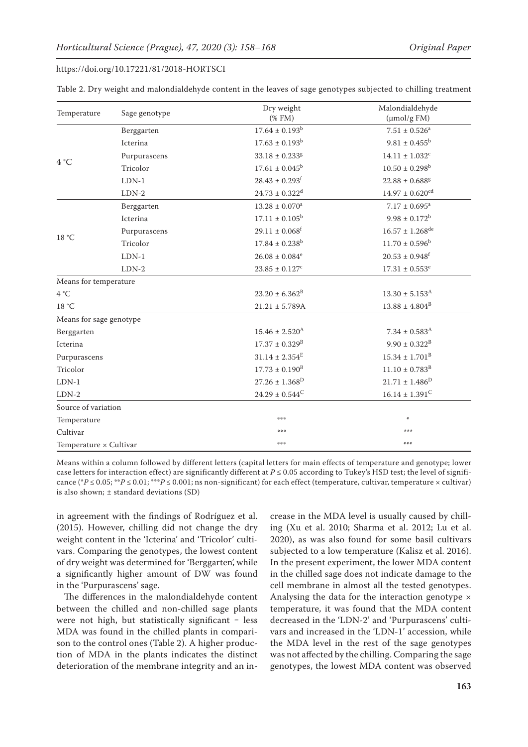Table 2. Dry weight and malondialdehyde content in the leaves of sage genotypes subjected to chilling treatment

| Temperature | Sage genotype | Dry weight (% FM) | Malondialdehyde (μmol/g FM) |
|---|---|---|---|
| 4 °C | Berggarten | $17.64 \pm 0.193^{b}$ | $7.51 \pm 0.526^{a}$ |
| | Icterina | $17.63 \pm 0.193^{b}$ | $9.81 \pm 0.455^{b}$ |
| | Purpurascens | $33.18 \pm 0.233^{g}$ | $14.11 \pm 1.032^{c}$ |
| | Tricolor | $17.61 \pm 0.045^{b}$ | $10.50 \pm 0.298^{b}$ |
| | LDN-1 | $28.43 \pm 0.293^{f}$ | $22.88 \pm 0.688^{g}$ |
| | LDN-2 | $24.73 \pm 0.322^{d}$ | $14.97 \pm 0.620^{cd}$ |
| 18 °C | Berggarten | $13.28 \pm 0.070^{a}$ | $7.17 \pm 0.695^{a}$ |
| | Icterina | $17.11 \pm 0.105^{b}$ | $9.98 \pm 0.172^{b}$ |
| | Purpurascens | $29.11 \pm 0.068^{f}$ | $16.57 \pm 1.268^{de}$ |
| | Tricolor | $17.84 \pm 0.238^{b}$ | $11.70 \pm 0.596^{b}$ |
| | LDN-1 | $26.08 \pm 0.084^{e}$ | $20.53 \pm 0.948^{f}$ |
| | LDN-2 | $23.85 \pm 0.127^{c}$ | $17.31 \pm 0.553^{e}$ |
| Means for temperature | | | |
| 4 °C | | $23.20 \pm 6.362^{B}$ | $13.30 \pm 5.153^{A}$ |
| 18 °C | | $21.21 \pm 5.789$A | $13.88 \pm 4.804^{B}$ |
| Means for sage genotype | | | |
| Berggarten | | $15.46 \pm 2.520^{A}$ | $7.34 \pm 0.583^{A}$ |
| Icterina | | $17.37 \pm 0.329^{B}$ | $9.90 \pm 0.322^{B}$ |
| Purpurascens | | $31.14 \pm 2.354^{E}$ | $15.34 \pm 1.701^{B}$ |
| Tricolor | | $17.73 \pm 0.190^{B}$ | $11.10 \pm 0.783^{B}$ |
| LDN-1 | | $27.26 \pm 1.368^{D}$ | $21.71 \pm 1.486^{D}$ |
| LDN-2 | | $24.29 \pm 0.544^{C}$ | $16.14 \pm 1.391^{C}$ |
| Source of variation | | | |
| Temperature | | *** | * |
| Cultivar | | *** | *** |
| Temperature × Cultivar | | *** | *** |

Means within a column followed by different letters (capital letters for main effects of temperature and genotype; lower case letters for interaction effect) are significantly different at $P \leq 0.05$ according to Tukey's HSD test; the level of significance (*$P \leq 0.05$; **$P \leq 0.01$; ***$P \leq 0.001$; ns non-significant) for each effect (temperature, cultivar, temperature × cultivar) is also shown; ± standard deviations (SD)

in agreement with the findings of Rodríguez et al. (2015). However, chilling did not change the dry weight content in the 'Icterina' and 'Tricolor' cultivars. Comparing the genotypes, the lowest content of dry weight was determined for 'Berggarten', while a significantly higher amount of DW was found in the 'Purpurascens' sage.

The differences in the malondialdehyde content between the chilled and non-chilled sage plants were not high, but statistically significant – less MDA was found in the chilled plants in comparison to the control ones (Table 2). A higher production of MDA in the plants indicates the distinct deterioration of the membrane integrity and an increase in the MDA level is usually caused by chilling (Xu et al. 2010; Sharma et al. 2012; Lu et al. 2020), as was also found for some basil cultivars subjected to a low temperature (Kalisz et al. 2016). In the present experiment, the lower MDA content in the chilled sage does not indicate damage to the cell membrane in almost all the tested genotypes. Analysing the data for the interaction genotype × temperature, it was found that the MDA content decreased in the 'LDN-2' and 'Purpurascens' cultivars and increased in the 'LDN-1' accession, while the MDA level in the rest of the sage genotypes was not affected by the chilling. Comparing the sage genotypes, the lowest MDA content was observed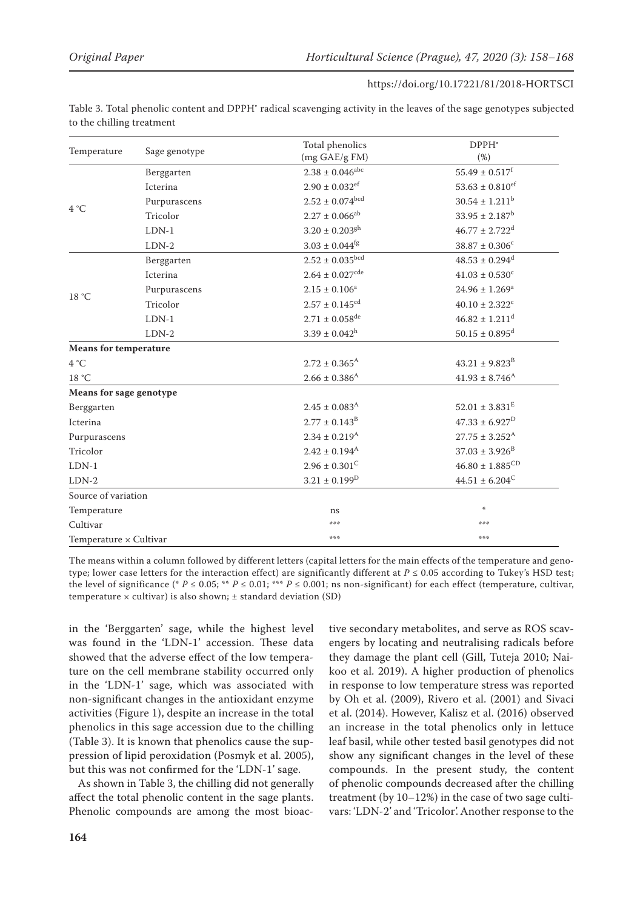Table 3. Total phenolic content and DPPH$^{\bullet}$ radical scavenging activity in the leaves of the sage genotypes subjected to the chilling treatment

| Temperature | Sage genotype | Total phenolics (mg GAE/g FM) | DPPH$^{\bullet}$ (%) |
|---|---|---|---|
| 4 °C | Berggarten | $2.38 \pm 0.046^{abc}$ | $55.49 \pm 0.517^{f}$ |
| | Icterina | $2.90 \pm 0.032^{ef}$ | $53.63 \pm 0.810^{ef}$ |
| | Purpurascens | $2.52 \pm 0.074^{bcd}$ | $30.54 \pm 1.211^{b}$ |
| | Tricolor | $2.27 \pm 0.066^{ab}$ | $33.95 \pm 2.187^{b}$ |
| | LDN-1 | $3.20 \pm 0.203^{gh}$ | $46.77 \pm 2.722^{d}$ |
| | LDN-2 | $3.03 \pm 0.044^{fg}$ | $38.87 \pm 0.306^{c}$ |
| 18 °C | Berggarten | $2.52 \pm 0.035^{bcd}$ | $48.53 \pm 0.294^{d}$ |
| | Icterina | $2.64 \pm 0.027^{cde}$ | $41.03 \pm 0.530^{c}$ |
| | Purpurascens | $2.15 \pm 0.106^{a}$ | $24.96 \pm 1.269^{a}$ |
| | Tricolor | $2.57 \pm 0.145^{cd}$ | $40.10 \pm 2.322^{c}$ |
| | LDN-1 | $2.71 \pm 0.058^{de}$ | $46.82 \pm 1.211^{d}$ |
| | LDN-2 | $3.39 \pm 0.042^{h}$ | $50.15 \pm 0.895^{d}$ |
| **Means for temperature** | | | |
| 4 °C | | $2.72 \pm 0.365^{A}$ | $43.21 \pm 9.823^{B}$ |
| 18 °C | | $2.66 \pm 0.386^{A}$ | $41.93 \pm 8.746^{A}$ |
| **Means for sage genotype** | | | |
| Berggarten | | $2.45 \pm 0.083^{A}$ | $52.01 \pm 3.831^{E}$ |
| Icterina | | $2.77 \pm 0.143^{B}$ | $47.33 \pm 6.927^{D}$ |
| Purpurascens | | $2.34 \pm 0.219^{A}$ | $27.75 \pm 3.252^{A}$ |
| Tricolor | | $2.42 \pm 0.194^{A}$ | $37.03 \pm 3.926^{B}$ |
| LDN-1 | | $2.96 \pm 0.301^{C}$ | $46.80 \pm 1.885^{CD}$ |
| LDN-2 | | $3.21 \pm 0.199^{D}$ | $44.51 \pm 6.204^{C}$ |
| Source of variation | | | |
| Temperature | | ns | * |
| Cultivar | | *** | *** |
| Temperature × Cultivar | | *** | *** |

The means within a column followed by different letters (capital letters for the main effects of the temperature and genotype; lower case letters for the interaction effect) are significantly different at $P \leq 0.05$ according to Tukey's HSD test; the level of significance (* $P \leq 0.05$; ** $P \leq 0.01$; *** $P \leq 0.001$; ns non-significant) for each effect (temperature, cultivar, temperature × cultivar) is also shown; ± standard deviation (SD)

in the 'Berggarten' sage, while the highest level was found in the 'LDN-1' accession. These data showed that the adverse effect of the low temperature on the cell membrane stability occurred only in the 'LDN-1' sage, which was associated with non-significant changes in the antioxidant enzyme activities (Figure 1), despite an increase in the total phenolics in this sage accession due to the chilling (Table 3). It is known that phenolics cause the suppression of lipid peroxidation (Posmyk et al. 2005), but this was not confirmed for the 'LDN-1' sage.

As shown in Table 3, the chilling did not generally affect the total phenolic content in the sage plants. Phenolic compounds are among the most bioactive secondary metabolites, and serve as ROS scavengers by locating and neutralising radicals before they damage the plant cell (Gill, Tuteja 2010; Naikoo et al. 2019). A higher production of phenolics in response to low temperature stress was reported by Oh et al. (2009), Rivero et al. (2001) and Sivaci et al. (2014). However, Kalisz et al. (2016) observed an increase in the total phenolics only in lettuce leaf basil, while other tested basil genotypes did not show any significant changes in the level of these compounds. In the present study, the content of phenolic compounds decreased after the chilling treatment (by 10–12%) in the case of two sage cultivars: 'LDN-2' and 'Tricolor'. Another response to the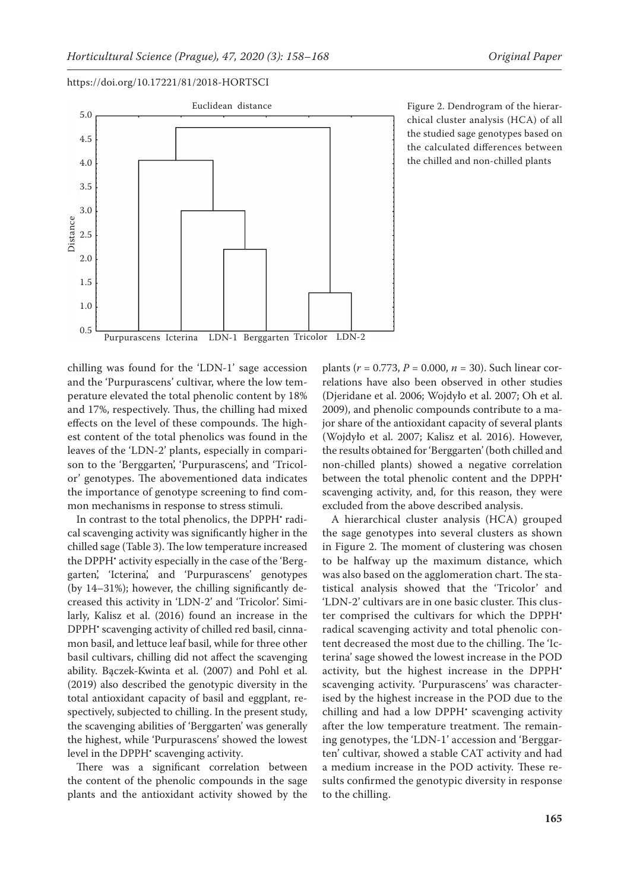Figure 2. Dendrogram of the hierarchical cluster analysis (HCA) of all the studied sage genotypes based on the calculated differences between the chilled and non-chilled plants

chilling was found for the 'LDN-1' sage accession and the 'Purpurascens' cultivar, where the low temperature elevated the total phenolic content by 18% and 17%, respectively. Thus, the chilling had mixed effects on the level of these compounds. The highest content of the total phenolics was found in the leaves of the 'LDN-2' plants, especially in comparison to the 'Berggarten', 'Purpurascens', and 'Tricolor' genotypes. The abovementioned data indicates the importance of genotype screening to find common mechanisms in response to stress stimuli.

In contrast to the total phenolics, the DPPH• radical scavenging activity was significantly higher in the chilled sage (Table 3). The low temperature increased the DPPH• activity especially in the case of the 'Berggarten', 'Icterina', and 'Purpurascens' genotypes (by 14–31%); however, the chilling significantly decreased this activity in 'LDN-2' and 'Tricolor'. Similarly, Kalisz et al. (2016) found an increase in the DPPH• scavenging activity of chilled red basil, cinnamon basil, and lettuce leaf basil, while for three other basil cultivars, chilling did not affect the scavenging ability. Bączek-Kwinta et al. (2007) and Pohl et al. (2019) also described the genotypic diversity in the total antioxidant capacity of basil and eggplant, respectively, subjected to chilling. In the present study, the scavenging abilities of 'Berggarten' was generally the highest, while 'Purpurascens' showed the lowest level in the DPPH• scavenging activity.

There was a significant correlation between the content of the phenolic compounds in the sage plants and the antioxidant activity showed by the plants ($r = 0.773$, $P = 0.000$, $n = 30$). Such linear correlations have also been observed in other studies (Djeridane et al. 2006; Wojdyło et al. 2007; Oh et al. 2009), and phenolic compounds contribute to a major share of the antioxidant capacity of several plants (Wojdyło et al. 2007; Kalisz et al. 2016). However, the results obtained for 'Berggarten' (both chilled and non-chilled plants) showed a negative correlation between the total phenolic content and the DPPH• scavenging activity, and, for this reason, they were excluded from the above described analysis.

A hierarchical cluster analysis (HCA) grouped the sage genotypes into several clusters as shown in Figure 2. The moment of clustering was chosen to be halfway up the maximum distance, which was also based on the agglomeration chart. The statistical analysis showed that the 'Tricolor' and 'LDN-2' cultivars are in one basic cluster. This cluster comprised the cultivars for which the DPPH• radical scavenging activity and total phenolic content decreased the most due to the chilling. The 'Icterina' sage showed the lowest increase in the POD activity, but the highest increase in the DPPH• scavenging activity. 'Purpurascens' was characterised by the highest increase in the POD due to the chilling and had a low DPPH• scavenging activity after the low temperature treatment. The remaining genotypes, the 'LDN-1' accession and 'Berggarten' cultivar, showed a stable CAT activity and had a medium increase in the POD activity. These results confirmed the genotypic diversity in response to the chilling.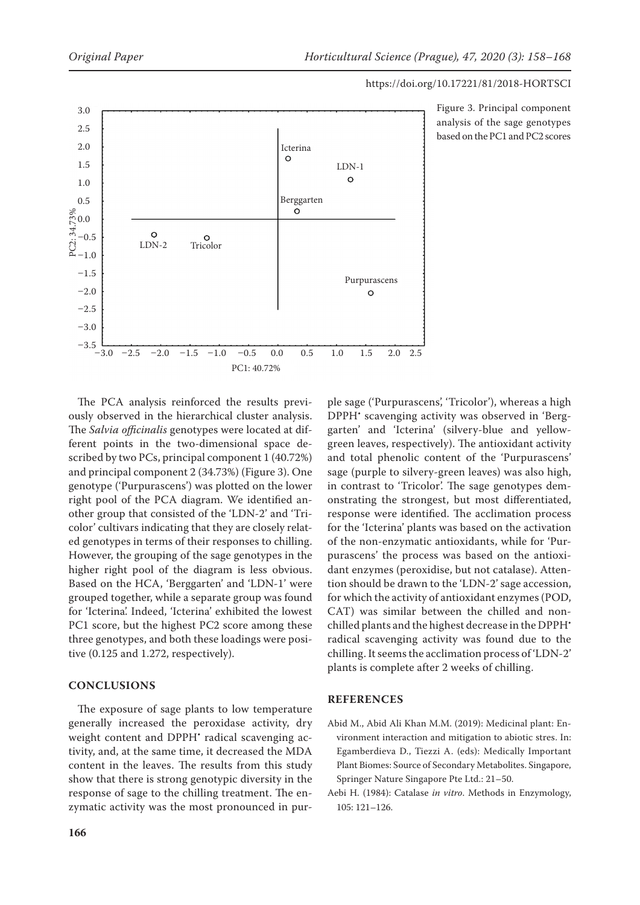Figure 3. Principal component analysis of the sage genotypes based on the PC1 and PC2 scores

The PCA analysis reinforced the results previously observed in the hierarchical cluster analysis. The *Salvia officinalis* genotypes were located at different points in the two-dimensional space described by two PCs, principal component 1 (40.72%) and principal component 2 (34.73%) (Figure 3). One genotype ('Purpurascens') was plotted on the lower right pool of the PCA diagram. We identified another group that consisted of the 'LDN-2' and 'Tricolor' cultivars indicating that they are closely related genotypes in terms of their responses to chilling. However, the grouping of the sage genotypes in the higher right pool of the diagram is less obvious. Based on the HCA, 'Berggarten' and 'LDN-1' were grouped together, while a separate group was found for 'Icterina'. Indeed, 'Icterina' exhibited the lowest PC1 score, but the highest PC2 score among these three genotypes, and both these loadings were positive (0.125 and 1.272, respectively).

## CONCLUSIONS

The exposure of sage plants to low temperature generally increased the peroxidase activity, dry weight content and DPPH• radical scavenging activity, and, at the same time, it decreased the MDA content in the leaves. The results from this study show that there is strong genotypic diversity in the response of sage to the chilling treatment. The enzymatic activity was the most pronounced in purple sage ('Purpurascens', 'Tricolor'), whereas a high DPPH• scavenging activity was observed in 'Berggarten' and 'Icterina' (silvery-blue and yellow-green leaves, respectively). The antioxidant activity and total phenolic content of the 'Purpurascens' sage (purple to silvery-green leaves) was also high, in contrast to 'Tricolor'. The sage genotypes demonstrating the strongest, but most differentiated, response were identified. The acclimation process for the 'Icterina' plants was based on the activation of the non-enzymatic antioxidants, while for 'Purpurascens' the process was based on the antioxidant enzymes (peroxidise, but not catalase). Attention should be drawn to the 'LDN-2' sage accession, for which the activity of antioxidant enzymes (POD, CAT) was similar between the chilled and non-chilled plants and the highest decrease in the DPPH• radical scavenging activity was found due to the chilling. It seems the acclimation process of 'LDN-2' plants is complete after 2 weeks of chilling.

## REFERENCES

Abid M., Abid Ali Khan M.M. (2019): Medicinal plant: Environment interaction and mitigation to abiotic stres. In: Egamberdieva D., Tiezzi A. (eds): Medically Important Plant Biomes: Source of Secondary Metabolites. Singapore, Springer Nature Singapore Pte Ltd.: 21–50.

Aebi H. (1984): Catalase *in vitro*. Methods in Enzymology, 105: 121–126.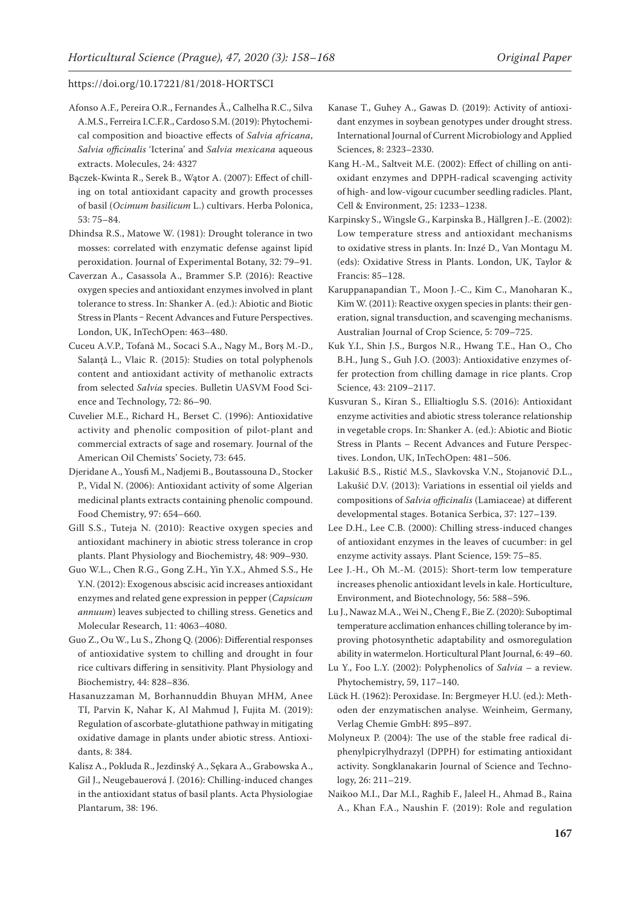Afonso A.F., Pereira O.R., Fernandes Â., Calhelha R.C., Silva A.M.S., Ferreira I.C.F.R., Cardoso S.M. (2019): Phytochemical composition and bioactive effects of *Salvia africana*, *Salvia officinalis* 'Icterina' and *Salvia mexicana* aqueous extracts. Molecules, 24: 4327

Bączek-Kwinta R., Serek B., Wątor A. (2007): Effect of chilling on total antioxidant capacity and growth processes of basil (*Ocimum basilicum* L.) cultivars. Herba Polonica, 53: 75–84.

Dhindsa R.S., Matowe W. (1981): Drought tolerance in two mosses: correlated with enzymatic defense against lipid peroxidation. Journal of Experimental Botany, 32: 79–91.

Caverzan A., Casassola A., Brammer S.P. (2016): Reactive oxygen species and antioxidant enzymes involved in plant tolerance to stress. In: Shanker A. (ed.): Abiotic and Biotic Stress in Plants – Recent Advances and Future Perspectives. London, UK, InTechOpen: 463–480.

Cuceu A.V.P., Tofană M., Socaci S.A., Nagy M., Borș M.-D., Salanță L., Vlaic R. (2015): Studies on total polyphenols content and antioxidant activity of methanolic extracts from selected *Salvia* species. Bulletin UASVM Food Science and Technology, 72: 86–90.

Cuvelier M.E., Richard H., Berset C. (1996): Antioxidative activity and phenolic composition of pilot-plant and commercial extracts of sage and rosemary. Journal of the American Oil Chemists' Society, 73: 645.

Djeridane A., Yousfi M., Nadjemi B., Boutassouna D., Stocker P., Vidal N. (2006): Antioxidant activity of some Algerian medicinal plants extracts containing phenolic compound. Food Chemistry, 97: 654–660.

Gill S.S., Tuteja N. (2010): Reactive oxygen species and antioxidant machinery in abiotic stress tolerance in crop plants. Plant Physiology and Biochemistry, 48: 909–930.

Guo W.L., Chen R.G., Gong Z.H., Yin Y.X., Ahmed S.S., He Y.N. (2012): Exogenous abscisic acid increases antioxidant enzymes and related gene expression in pepper (*Capsicum annuum*) leaves subjected to chilling stress. Genetics and Molecular Research, 11: 4063–4080.

Guo Z., Ou W., Lu S., Zhong Q. (2006): Differential responses of antioxidative system to chilling and drought in four rice cultivars differing in sensitivity. Plant Physiology and Biochemistry, 44: 828–836.

Hasanuzzaman M, Borhannuddin Bhuyan MHM, Anee TI, Parvin K, Nahar K, Al Mahmud J, Fujita M. (2019): Regulation of ascorbate-glutathione pathway in mitigating oxidative damage in plants under abiotic stress. Antioxidants, 8: 384.

Kalisz A., Pokluda R., Jezdinský A., Sękara A., Grabowska A., Gil J., Neugebauerová J. (2016): Chilling-induced changes in the antioxidant status of basil plants. Acta Physiologiae Plantarum, 38: 196.

Kanase T., Guhey A., Gawas D. (2019): Activity of antioxidant enzymes in soybean genotypes under drought stress. International Journal of Current Microbiology and Applied Sciences, 8: 2323–2330.

Kang H.-M., Saltveit M.E. (2002): Effect of chilling on antioxidant enzymes and DPPH-radical scavenging activity of high- and low-vigour cucumber seedling radicles. Plant, Cell & Environment, 25: 1233–1238.

Karpinsky S., Wingsle G., Karpinska B., Hällgren J.-E. (2002): Low temperature stress and antioxidant mechanisms to oxidative stress in plants. In: Inzé D., Van Montagu M. (eds): Oxidative Stress in Plants. London, UK, Taylor & Francis: 85–128.

Karuppanapandian T., Moon J.-C., Kim C., Manoharan K., Kim W. (2011): Reactive oxygen species in plants: their generation, signal transduction, and scavenging mechanisms. Australian Journal of Crop Science, 5: 709–725.

Kuk Y.I., Shin J.S., Burgos N.R., Hwang T.E., Han O., Cho B.H., Jung S., Guh J.O. (2003): Antioxidative enzymes offer protection from chilling damage in rice plants. Crop Science, 43: 2109–2117.

Kusvuran S., Kiran S., Ellialtioglu S.S. (2016): Antioxidant enzyme activities and abiotic stress tolerance relationship in vegetable crops. In: Shanker A. (ed.): Abiotic and Biotic Stress in Plants – Recent Advances and Future Perspectives. London, UK, InTechOpen: 481–506.

Lakušić B.S., Ristić M.S., Slavkovska V.N., Stojanović D.L., Lakušić D.V. (2013): Variations in essential oil yields and compositions of *Salvia officinalis* (Lamiaceae) at different developmental stages. Botanica Serbica, 37: 127–139.

Lee D.H., Lee C.B. (2000): Chilling stress-induced changes of antioxidant enzymes in the leaves of cucumber: in gel enzyme activity assays. Plant Science, 159: 75–85.

Lee J.-H., Oh M.-M. (2015): Short-term low temperature increases phenolic antioxidant levels in kale. Horticulture, Environment, and Biotechnology, 56: 588–596.

Lu J., Nawaz M.A., Wei N., Cheng F., Bie Z. (2020): Suboptimal temperature acclimation enhances chilling tolerance by improving photosynthetic adaptability and osmoregulation ability in watermelon. Horticultural Plant Journal, 6: 49–60.

Lu Y., Foo L.Y. (2002): Polyphenolics of *Salvia* – a review. Phytochemistry, 59, 117–140.

Lück H. (1962): Peroxidase. In: Bergmeyer H.U. (ed.): Methoden der enzymatischen analyse. Weinheim, Germany, Verlag Chemie GmbH: 895–897.

Molyneux P. (2004): The use of the stable free radical diphenylpicrylhydrazyl (DPPH) for estimating antioxidant activity. Songklanakarin Journal of Science and Technology, 26: 211–219.

Naikoo M.I., Dar M.I., Raghib F., Jaleel H., Ahmad B., Raina A., Khan F.A., Naushin F. (2019): Role and regulation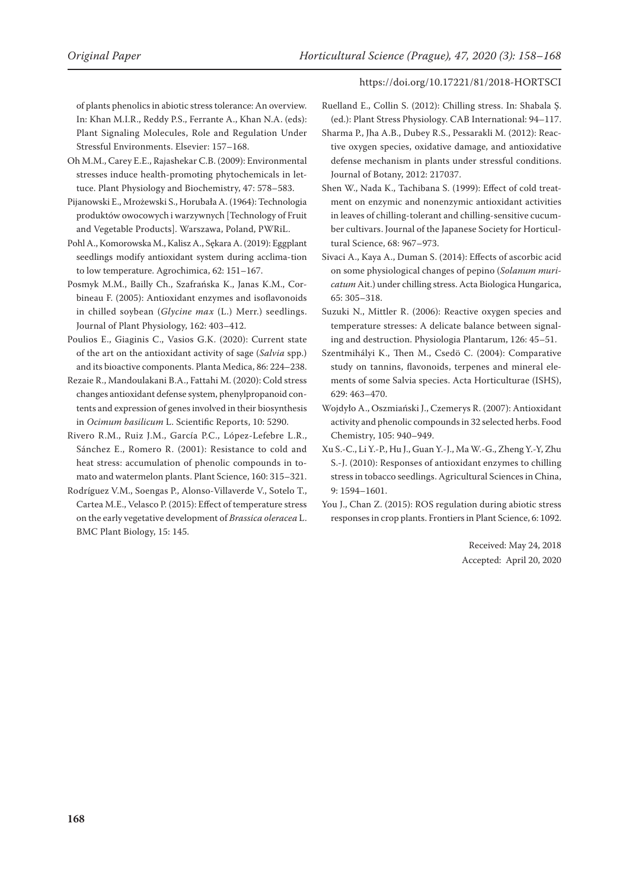of plants phenolics in abiotic stress tolerance: An overview. In: Khan M.I.R., Reddy P.S., Ferrante A., Khan N.A. (eds): Plant Signaling Molecules, Role and Regulation Under Stressful Environments. Elsevier: 157–168.

Oh M.M., Carey E.E., Rajashekar C.B. (2009): Environmental stresses induce health-promoting phytochemicals in lettuce. Plant Physiology and Biochemistry, 47: 578–583.

Pijanowski E., Mrożewski S., Horubała A. (1964): Technologia produktów owocowych i warzywnych [Technology of Fruit and Vegetable Products]. Warszawa, Poland, PWRiL.

Pohl A., Komorowska M., Kalisz A., Sękara A. (2019): Eggplant seedlings modify antioxidant system during acclima-tion to low temperature. Agrochimica, 62: 151–167.

Posmyk M.M., Bailly Ch., Szafrańska K., Janas K.M., Corbineau F. (2005): Antioxidant enzymes and isoflavonoids in chilled soybean (*Glycine max* (L.) Merr.) seedlings. Journal of Plant Physiology, 162: 403–412.

Poulios E., Giaginis C., Vasios G.K. (2020): Current state of the art on the antioxidant activity of sage (*Salvia* spp.) and its bioactive components. Planta Medica, 86: 224–238.

Rezaie R., Mandoulakani B.A., Fattahi M. (2020): Cold stress changes antioxidant defense system, phenylpropanoid contents and expression of genes involved in their biosynthesis in *Ocimum basilicum* L. Scientific Reports, 10: 5290.

Rivero R.M., Ruiz J.M., García P.C., López-Lefebre L.R., Sánchez E., Romero R. (2001): Resistance to cold and heat stress: accumulation of phenolic compounds in tomato and watermelon plants. Plant Science, 160: 315–321.

Rodríguez V.M., Soengas P., Alonso-Villaverde V., Sotelo T., Cartea M.E., Velasco P. (2015): Effect of temperature stress on the early vegetative development of *Brassica oleracea* L. BMC Plant Biology, 15: 145.

Ruelland E., Collin S. (2012): Chilling stress. In: Shabala Ş. (ed.): Plant Stress Physiology. CAB International: 94–117.

Sharma P., Jha A.B., Dubey R.S., Pessarakli M. (2012): Reactive oxygen species, oxidative damage, and antioxidative defense mechanism in plants under stressful conditions. Journal of Botany, 2012: 217037.

Shen W., Nada K., Tachibana S. (1999): Effect of cold treatment on enzymic and nonenzymic antioxidant activities in leaves of chilling-tolerant and chilling-sensitive cucumber cultivars. Journal of the Japanese Society for Horticultural Science, 68: 967–973.

Sivaci A., Kaya A., Duman S. (2014): Effects of ascorbic acid on some physiological changes of pepino (*Solanum muricatum* Ait.) under chilling stress. Acta Biologica Hungarica, 65: 305–318.

Suzuki N., Mittler R. (2006): Reactive oxygen species and temperature stresses: A delicate balance between signaling and destruction. Physiologia Plantarum, 126: 45–51.

Szentmihályi K., Then M., Csedö C. (2004): Comparative study on tannins, flavonoids, terpenes and mineral elements of some Salvia species. Acta Horticulturae (ISHS), 629: 463–470.

Wojdyło A., Oszmiański J., Czemerys R. (2007): Antioxidant activity and phenolic compounds in 32 selected herbs. Food Chemistry, 105: 940–949.

Xu S.-C., Li Y.-P., Hu J., Guan Y.-J., Ma W.-G., Zheng Y.-Y, Zhu S.-J. (2010): Responses of antioxidant enzymes to chilling stress in tobacco seedlings. Agricultural Sciences in China, 9: 1594–1601.

You J., Chan Z. (2015): ROS regulation during abiotic stress responses in crop plants. Frontiers in Plant Science, 6: 1092.

Received: May 24, 2018
Accepted: April 20, 2020